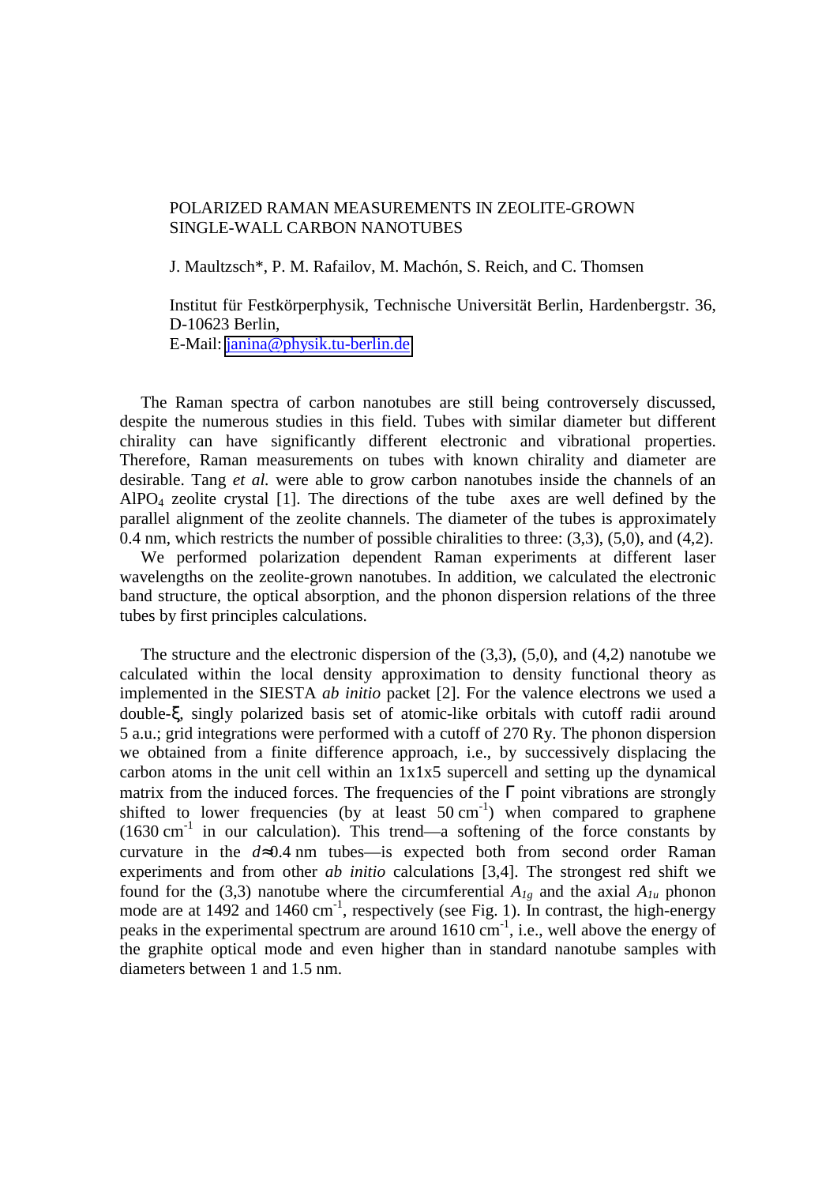# POLARIZED RAMAN MEASUREMENTS IN ZEOLITE-GROWN SINGLE-WALL CARBON NANOTUBES

J. Maultzsch*, P. M. Rafailov, M. Machón, S. Reich, and C. Thomsen

Institut für Festkörperphysik, Technische Universität Berlin, Hardenbergstr. 36, D-10623 Berlin,
E-Mail: janina@physik.tu-berlin.de

The Raman spectra of carbon nanotubes are still being controversely discussed, despite the numerous studies in this field. Tubes with similar diameter but different chirality can have significantly different electronic and vibrational properties. Therefore, Raman measurements on tubes with known chirality and diameter are desirable. Tang *et al.* were able to grow carbon nanotubes inside the channels of an $AlPO_4$ zeolite crystal [1]. The directions of the tube axes are well defined by the parallel alignment of the zeolite channels. The diameter of the tubes is approximately 0.4 nm, which restricts the number of possible chiralities to three: (3,3), (5,0), and (4,2).

We performed polarization dependent Raman experiments at different laser wavelengths on the zeolite-grown nanotubes. In addition, we calculated the electronic band structure, the optical absorption, and the phonon dispersion relations of the three tubes by first principles calculations.

The structure and the electronic dispersion of the (3,3), (5,0), and (4,2) nanotube we calculated within the local density approximation to density functional theory as implemented in the SIESTA *ab initio* packet [2]. For the valence electrons we used a double-$\xi$, singly polarized basis set of atomic-like orbitals with cutoff radii around 5 a.u.; grid integrations were performed with a cutoff of 270 Ry. The phonon dispersion we obtained from a finite difference approach, i.e., by successively displacing the carbon atoms in the unit cell within an 1x1x5 supercell and setting up the dynamical matrix from the induced forces. The frequencies of the $\Gamma$ point vibrations are strongly shifted to lower frequencies (by at least 50 cm$^{-1}$) when compared to graphene (1630 cm$^{-1}$ in our calculation). This trend—a softening of the force constants by curvature in the $d\approx 0.4$ nm tubes—is expected both from second order Raman experiments and from other *ab initio* calculations [3,4]. The strongest red shift we found for the (3,3) nanotube where the circumferential $A_{1g}$ and the axial $A_{1u}$ phonon mode are at 1492 and 1460 cm$^{-1}$, respectively (see Fig. 1). In contrast, the high-energy peaks in the experimental spectrum are around 1610 cm$^{-1}$, i.e., well above the energy of the graphite optical mode and even higher than in standard nanotube samples with diameters between 1 and 1.5 nm.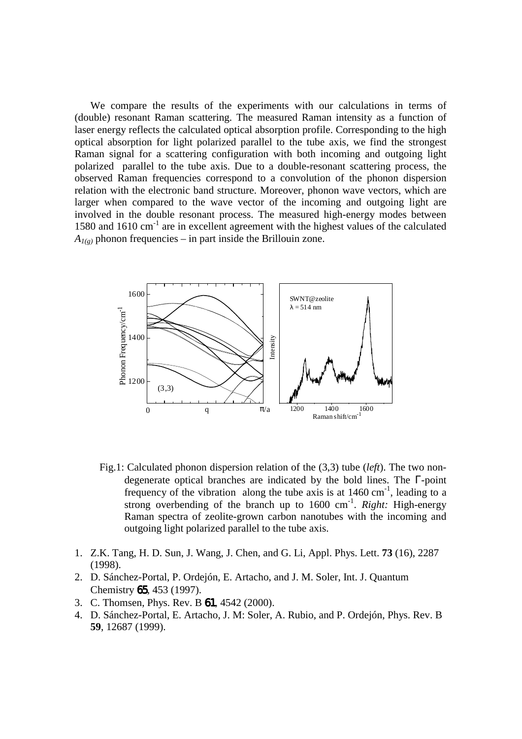We compare the results of the experiments with our calculations in terms of (double) resonant Raman scattering. The measured Raman intensity as a function of laser energy reflects the calculated optical absorption profile. Corresponding to the high optical absorption for light polarized parallel to the tube axis, we find the strongest Raman signal for a scattering configuration with both incoming and outgoing light polarized parallel to the tube axis. Due to a double-resonant scattering process, the observed Raman frequencies correspond to a convolution of the phonon dispersion relation with the electronic band structure. Moreover, phonon wave vectors, which are larger when compared to the wave vector of the incoming and outgoing light are involved in the double resonant process. The measured high-energy modes between 1580 and 1610 cm$^{-1}$ are in excellent agreement with the highest values of the calculated $A_{1(g)}$ phonon frequencies – in part inside the Brillouin zone.

Phonon Frequency/cm$^{-1}$
1600
1400
1200
(3,3)
0
q
$\pi$/a

Intensity
SWNT@zeolite
$\lambda$ = 514 nm
1200
1400
1600
Raman shift/cm$^{-1}$

Fig.1: Calculated phonon dispersion relation of the (3,3) tube (*left*). The two non-degenerate optical branches are indicated by the bold lines. The $\Gamma$-point frequency of the vibration along the tube axis is at 1460 cm$^{-1}$, leading to a strong overbending of the branch up to 1600 cm$^{-1}$. *Right:* High-energy Raman spectra of zeolite-grown carbon nanotubes with the incoming and outgoing light polarized parallel to the tube axis.

1. Z.K. Tang, H. D. Sun, J. Wang, J. Chen, and G. Li, Appl. Phys. Lett. **73** (16), 2287 (1998).
2. D. Sánchez-Portal, P. Ordejón, E. Artacho, and J. M. Soler, Int. J. Quantum Chemistry **65**, 453 (1997).
3. C. Thomsen, Phys. Rev. B **61**, 4542 (2000).
4. D. Sánchez-Portal, E. Artacho, J. M: Soler, A. Rubio, and P. Ordejón, Phys. Rev. B **59**, 12687 (1999).